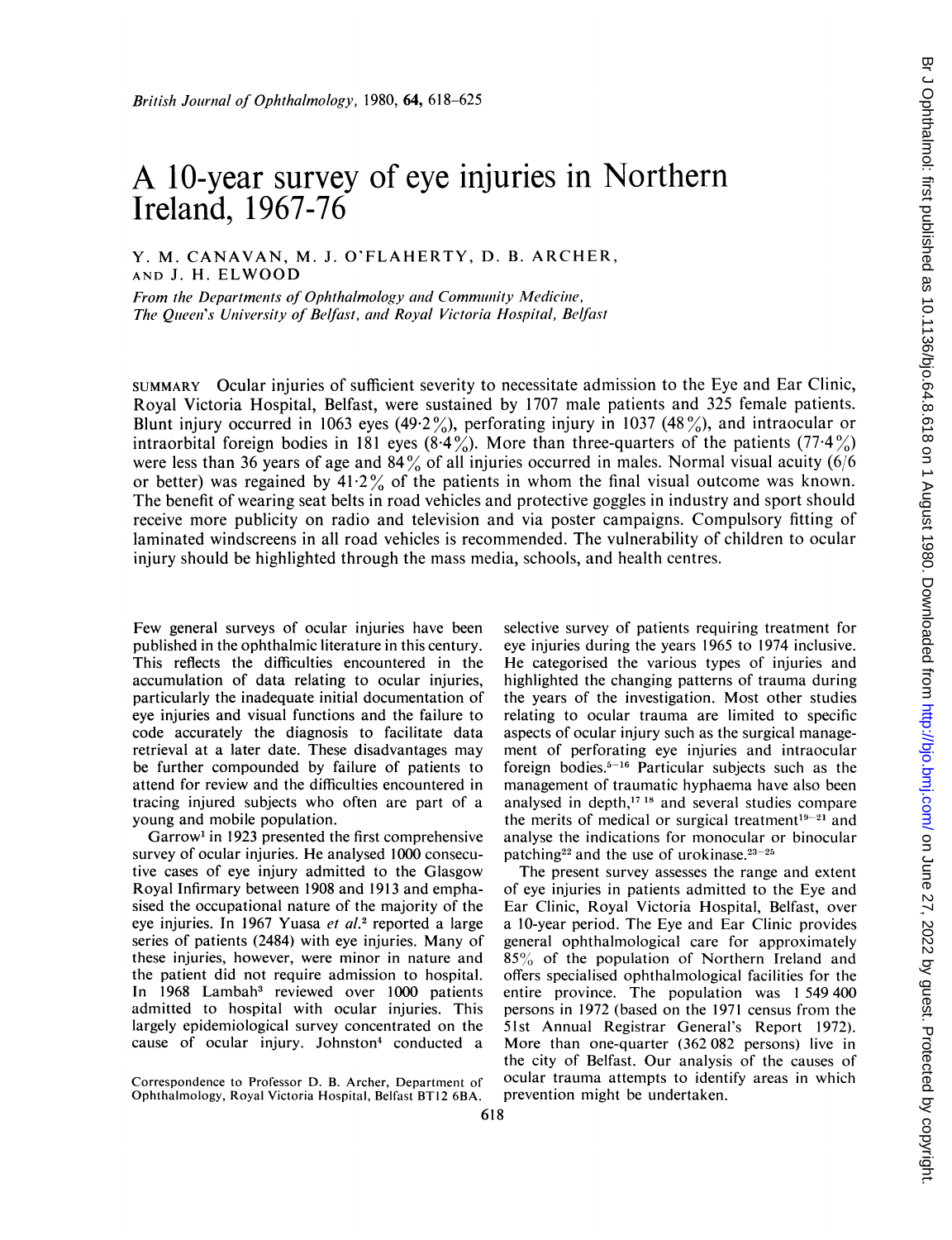# A 10-year survey of eye injuries in Northern Ireland, 1967-76

Y. M. CANAVAN, M. J. O'FLAHERTY, D. B. ARCHER, AND J. H. ELWOOD

*From the Departments of Ophthalmology and Community Medicine, The Queen's University of Belfast, and Royal Victoria Hospital, Belfast*

SUMMARY Ocular injuries of sufficient severity to necessitate admission to the Eye and Ear Clinic, Royal Victoria Hospital, Belfast, were sustained by 1707 male patients and 325 female patients. Blunt injury occurred in 1063 eyes (49·2%), perforating injury in 1037 (48%), and intraocular or intraorbital foreign bodies in 181 eyes (8·4%). More than three-quarters of the patients (77·4%) were less than 36 years of age and 84% of all injuries occurred in males. Normal visual acuity (6/6 or better) was regained by 41·2% of the patients in whom the final visual outcome was known. The benefit of wearing seat belts in road vehicles and protective goggles in industry and sport should receive more publicity on radio and television and via poster campaigns. Compulsory fitting of laminated windscreens in all road vehicles is recommended. The vulnerability of children to ocular injury should be highlighted through the mass media, schools, and health centres.

Few general surveys of ocular injuries have been published in the ophthalmic literature in this century. This reflects the difficulties encountered in the accumulation of data relating to ocular injuries, particularly the inadequate initial documentation of eye injuries and visual functions and the failure to code accurately the diagnosis to facilitate data retrieval at a later date. These disadvantages may be further compounded by failure of patients to attend for review and the difficulties encountered in tracing injured subjects who often are part of a young and mobile population.

Garrow[1] in 1923 presented the first comprehensive survey of ocular injuries. He analysed 1000 consecutive cases of eye injury admitted to the Glasgow Royal Infirmary between 1908 and 1913 and emphasised the occupational nature of the majority of the eye injuries. In 1967 Yuasa *et al.*[2] reported a large series of patients (2484) with eye injuries. Many of these injuries, however, were minor in nature and the patient did not require admission to hospital. In 1968 Lambah[3] reviewed over 1000 patients admitted to hospital with ocular injuries. This largely epidemiological survey concentrated on the cause of ocular injury. Johnston[4] conducted a selective survey of patients requiring treatment for eye injuries during the years 1965 to 1974 inclusive. He categorised the various types of injuries and highlighted the changing patterns of trauma during the years of the investigation. Most other studies relating to ocular trauma are limited to specific aspects of ocular injury such as the surgical management of perforating eye injuries and intraocular foreign bodies.[5-16] Particular subjects such as the management of traumatic hyphaema have also been analysed in depth,[17 18] and several studies compare the merits of medical or surgical treatment[19-21] and analyse the indications for monocular or binocular patching[22] and the use of urokinase.[23-25]

The present survey assesses the range and extent of eye injuries in patients admitted to the Eye and Ear Clinic, Royal Victoria Hospital, Belfast, over a 10-year period. The Eye and Ear Clinic provides general ophthalmological care for approximately 85% of the population of Northern Ireland and offers specialised ophthalmological facilities for the entire province. The population was 1 549 400 persons in 1972 (based on the 1971 census from the 51st Annual Registrar General's Report 1972). More than one-quarter (362 082 persons) live in the city of Belfast. Our analysis of the causes of ocular trauma attempts to identify areas in which prevention might be undertaken.

Correspondence to Professor D. B. Archer, Department of Ophthalmology, Royal Victoria Hospital, Belfast BT12 6BA.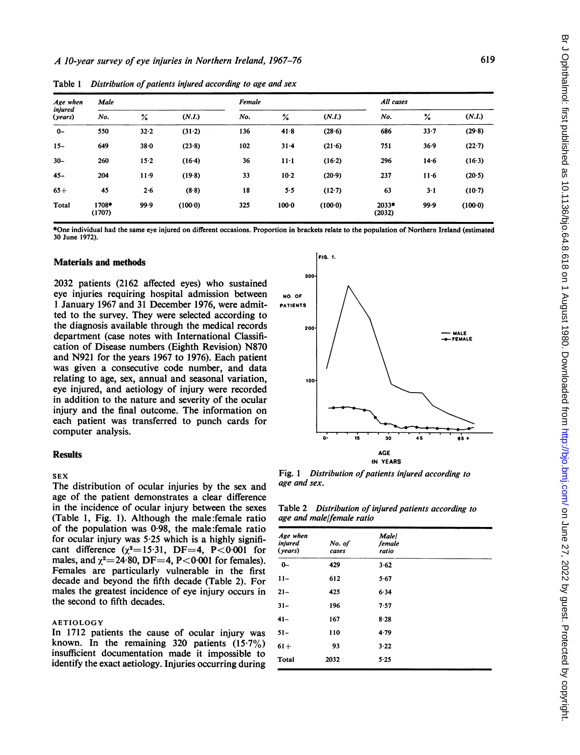Table 1 *Distribution of patients injured according to age and sex*

| Age when injured (years) | Male | | | Female | | | All cases | | |
|---|---|---|---|---|---|---|---|---|---|
| | No. | % | (N.I.) | No. | % | (N.I.) | No. | % | (N.I.) |
| 0– | 550 | 32·2 | (31·2) | 136 | 41·8 | (28·6) | 686 | 33·7 | (29·8) |
| 15– | 649 | 38·0 | (23·8) | 102 | 31·4 | (21·6) | 751 | 36·9 | (22·7) |
| 30– | 260 | 15·2 | (16·4) | 36 | 11·1 | (16·2) | 296 | 14·6 | (16·3) |
| 45– | 204 | 11·9 | (19·8) | 33 | 10·2 | (20·9) | 237 | 11·6 | (20·5) |
| 65+ | 45 | 2·6 | (8·8) | 18 | 5·5 | (12·7) | 63 | 3·1 | (10·7) |
| Total | 1708* (1707) | 99·9 | (100·0) | 325 | 100·0 | (100·0) | 2033* (2032) | 99·9 | (100·0) |

*One individual had the same eye injured on different occasions. Proportion in brackets relate to the population of Northern Ireland (estimated 30 June 1972).

## Materials and methods

2032 patients (2162 affected eyes) who sustained eye injuries requiring hospital admission between 1 January 1967 and 31 December 1976, were admitted to the survey. They were selected according to the diagnosis available through the medical records department (case notes with International Classification of Disease numbers (Eighth Revision) N870 and N921 for the years 1967 to 1976). Each patient was given a consecutive code number, and data relating to age, sex, annual and seasonal variation, eye injured, and aetiology of injury were recorded in addition to the nature and severity of the ocular injury and the final outcome. The information on each patient was transferred to punch cards for computer analysis.

## Results

### SEX

The distribution of ocular injuries by the sex and age of the patient demonstrates a clear difference in the incidence of ocular injury between the sexes (Table 1, Fig. 1). Although the male:female ratio of the population was 0·98, the male:female ratio for ocular injury was 5·25 which is a highly significant difference ($\chi^2=15·31$, DF=4, $P<0·001$ for males, and $\chi^2=24·80$, DF=4, $P<0·001$ for females). Females are particularly vulnerable in the first decade and beyond the fifth decade (Table 2). For males the greatest incidence of eye injury occurs in the second to fifth decades.

### AETIOLOGY

In 1712 patients the cause of ocular injury was known. In the remaining 320 patients (15·7%) insufficient documentation made it impossible to identify the exact aetiology. Injuries occurring during

Fig. 1 *Distribution of patients injured according to age and sex.*

Table 2 *Distribution of injured patients according to age and male/female ratio*

| Age when injured (years) | No. of cases | Male/female ratio |
|---|---|---|
| 0– | 429 | 3·62 |
| 11– | 612 | 5·67 |
| 21– | 425 | 6·34 |
| 31– | 196 | 7·57 |
| 41– | 167 | 8·28 |
| 51– | 110 | 4·79 |
| 61+ | 93 | 3·22 |
| Total | 2032 | 5·25 |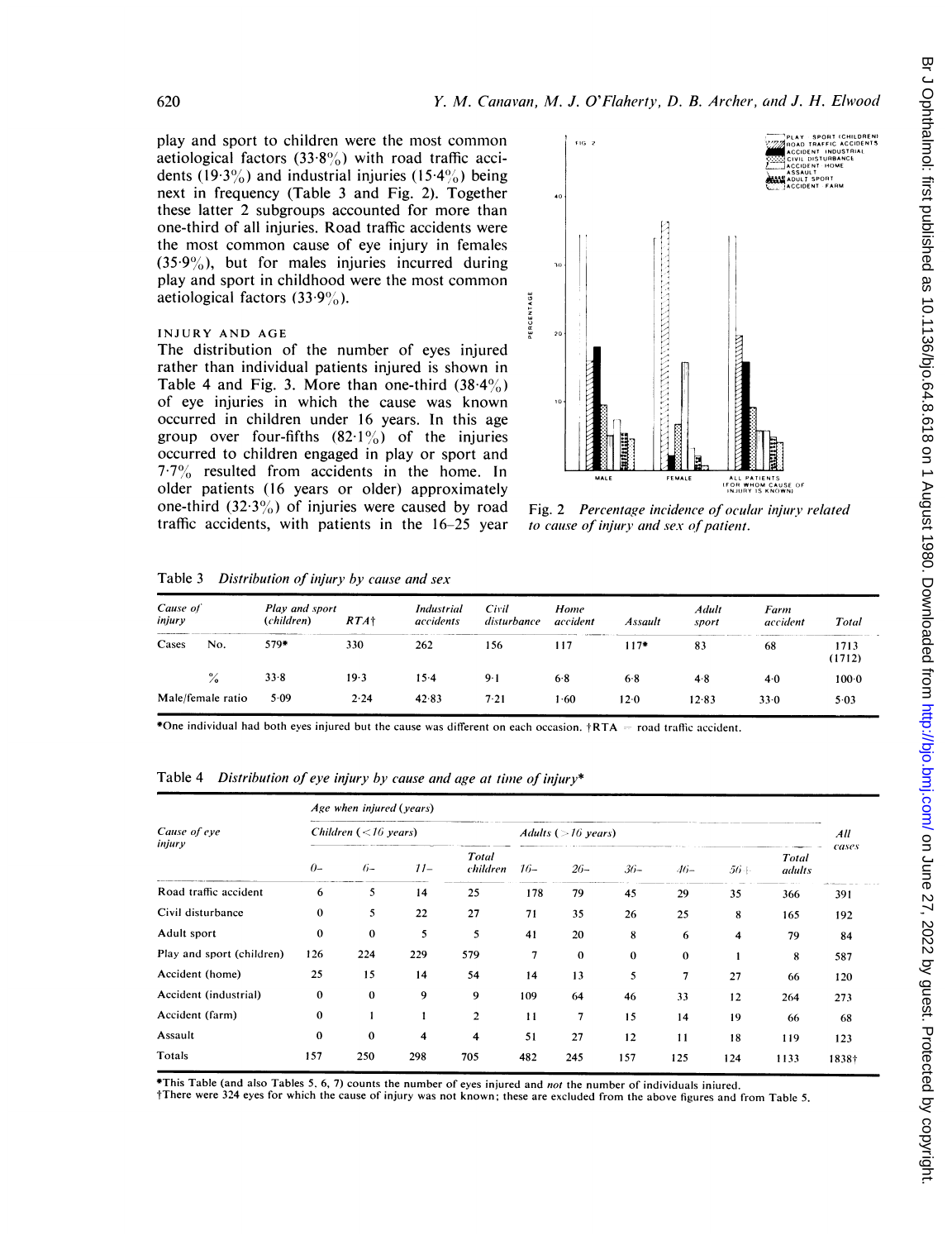play and sport to children were the most common aetiological factors (33·8%) with road traffic accidents (19·3%) and industrial injuries (15·4%) being next in frequency (Table 3 and Fig. 2). Together these latter 2 subgroups accounted for more than one-third of all injuries. Road traffic accidents were the most common cause of eye injury in females (35·9%), but for males injuries incurred during play and sport in childhood were the most common aetiological factors (33·9%).

### INJURY AND AGE

The distribution of the number of eyes injured rather than individual patients injured is shown in Table 4 and Fig. 3. More than one-third (38·4%) of eye injuries in which the cause was known occurred in children under 16 years. In this age group over four-fifths (82·1%) of the injuries occurred to children engaged in play or sport and 7·7% resulted from accidents in the home. In older patients (16 years or older) approximately one-third (32·3%) of injuries were caused by road traffic accidents, with patients in the 16–25 year

Fig. 2 *Percentage incidence of ocular injury related to cause of injury and sex of patient.*

Table 3 *Distribution of injury by cause and sex*

| Cause of injury | | Play and sport (children) | RTA† | Industrial accidents | Civil disturbance | Home accident | Assault | Adult sport | Farm accident | Total |
|---|---|---|---|---|---|---|---|---|---|---|
| Cases | No. | 579* | 330 | 262 | 156 | 117 | 117* | 83 | 68 | 1713 (1712) |
| | % | 33·8 | 19·3 | 15·4 | 9·1 | 6·8 | 6·8 | 4·8 | 4·0 | 100·0 |
| Male/female ratio | | 5·09 | 2·24 | 42·83 | 7·21 | 1·60 | 12·0 | 12·83 | 33·0 | 5·03 |

*One individual had both eyes injured but the cause was different on each occasion. †RTA = road traffic accident.

Table 4 *Distribution of eye injury by cause and age at time of injury**

| Cause of eye injury | Age when injured (years) | | | | | | | | | | All cases |
|---|---|---|---|---|---|---|---|---|---|---|---|
| | Children (<16 years) | | | | Adults (>16 years) | | | | | | |
| | 0– | 6– | 11– | Total children | 16– | 26– | 36– | 46– | 56+ | Total adults | |
| Road traffic accident | 6 | 5 | 14 | 25 | 178 | 79 | 45 | 29 | 35 | 366 | 391 |
| Civil disturbance | 0 | 5 | 22 | 27 | 71 | 35 | 26 | 25 | 8 | 165 | 192 |
| Adult sport | 0 | 0 | 5 | 5 | 41 | 20 | 8 | 6 | 4 | 79 | 84 |
| Play and sport (children) | 126 | 224 | 229 | 579 | 7 | 0 | 0 | 0 | 1 | 8 | 587 |
| Accident (home) | 25 | 15 | 14 | 54 | 14 | 13 | 5 | 7 | 27 | 66 | 120 |
| Accident (industrial) | 0 | 0 | 9 | 9 | 109 | 64 | 46 | 33 | 12 | 264 | 273 |
| Accident (farm) | 0 | 1 | 1 | 2 | 11 | 7 | 15 | 14 | 19 | 66 | 68 |
| Assault | 0 | 0 | 4 | 4 | 51 | 27 | 12 | 11 | 18 | 119 | 123 |
| Totals | 157 | 250 | 298 | 705 | 482 | 245 | 157 | 125 | 124 | 1133 | 1838† |

*This Table (and also Tables 5, 6, 7) counts the number of eyes injured and *not* the number of individuals injured.
†There were 324 eyes for which the cause of injury was not known; these are excluded from the above figures and from Table 5.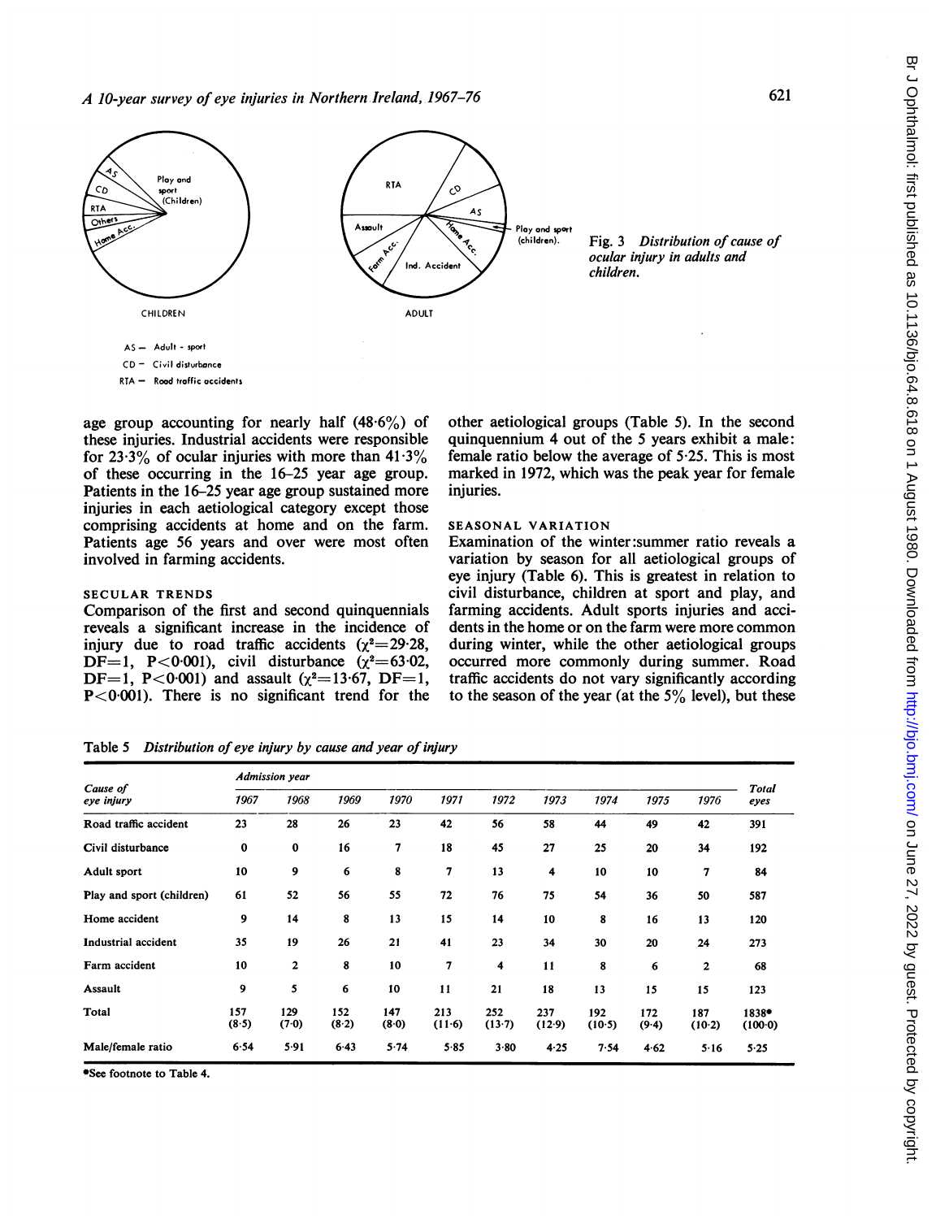Fig. 3 *Distribution of cause of ocular injury in adults and children.*

AS — Adult - sport
CD — Civil disturbance
RTA — Road traffic accidents

age group accounting for nearly half (48·6%) of these injuries. Industrial accidents were responsible for 23·3% of ocular injuries with more than 41·3% of these occurring in the 16–25 year age group. Patients in the 16–25 year age group sustained more injuries in each aetiological category except those comprising accidents at home and on the farm. Patients age 56 years and over were most often involved in farming accidents.

## SECULAR TRENDS

Comparison of the first and second quinquennials reveals a significant increase in the incidence of injury due to road traffic accidents ($\chi^2=29{\cdot}28$, DF=1, $P<0{\cdot}001$), civil disturbance ($\chi^2=63{\cdot}02$, DF=1, $P<0{\cdot}001$) and assault ($\chi^2=13{\cdot}67$, DF=1, $P<0{\cdot}001$). There is no significant trend for the other aetiological groups (Table 5). In the second quinquennium 4 out of the 5 years exhibit a male: female ratio below the average of 5·25. This is most marked in 1972, which was the peak year for female injuries.

## SEASONAL VARIATION

Examination of the winter:summer ratio reveals a variation by season for all aetiological groups of eye injury (Table 6). This is greatest in relation to civil disturbance, children at sport and play, and farming accidents. Adult sports injuries and accidents in the home or on the farm were more common during winter, while the other aetiological groups occurred more commonly during summer. Road traffic accidents do not vary significantly according to the season of the year (at the 5% level), but these

Table 5 *Distribution of eye injury by cause and year of injury*

| Cause of eye injury | Admission year | | | | | | | | | | Total eyes |
|---|---|---|---|---|---|---|---|---|---|---|---|
| | 1967 | 1968 | 1969 | 1970 | 1971 | 1972 | 1973 | 1974 | 1975 | 1976 | |
| Road traffic accident | 23 | 28 | 26 | 23 | 42 | 56 | 58 | 44 | 49 | 42 | 391 |
| Civil disturbance | 0 | 0 | 16 | 7 | 18 | 45 | 27 | 25 | 20 | 34 | 192 |
| Adult sport | 10 | 9 | 6 | 8 | 7 | 13 | 4 | 10 | 10 | 7 | 84 |
| Play and sport (children) | 61 | 52 | 56 | 55 | 72 | 76 | 75 | 54 | 36 | 50 | 587 |
| Home accident | 9 | 14 | 8 | 13 | 15 | 14 | 10 | 8 | 16 | 13 | 120 |
| Industrial accident | 35 | 19 | 26 | 21 | 41 | 23 | 34 | 30 | 20 | 24 | 273 |
| Farm accident | 10 | 2 | 8 | 10 | 7 | 4 | 11 | 8 | 6 | 2 | 68 |
| Assault | 9 | 5 | 6 | 10 | 11 | 21 | 18 | 13 | 15 | 15 | 123 |
| Total | 157 (8·5) | 129 (7·0) | 152 (8·2) | 147 (8·0) | 213 (11·6) | 252 (13·7) | 237 (12·9) | 192 (10·5) | 172 (9·4) | 187 (10·2) | 1838* (100·0) |
| Male/female ratio | 6·54 | 5·91 | 6·43 | 5·74 | 5·85 | 3·80 | 4·25 | 7·54 | 4·62 | 5·16 | 5·25 |

*See footnote to Table 4.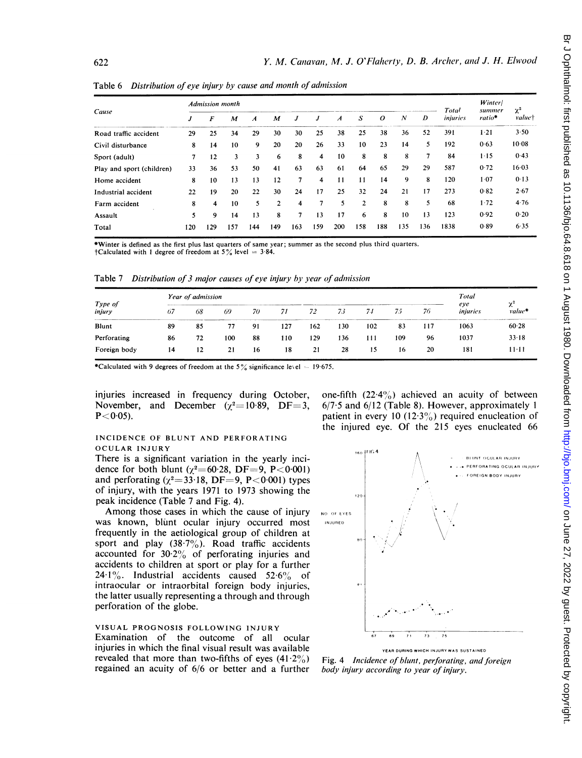Table 6 *Distribution of eye injury by cause and month of admission*

| Cause | Admission month | | | | | | | | | | | | Total injuries | Winter/ summer ratio* | $\chi^2$ value† |
|---|---|---|---|---|---|---|---|---|---|---|---|---|---|---|---|
| | J | F | M | A | M | J | J | A | S | O | N | D | | | |
| Road traffic accident | 29 | 25 | 34 | 29 | 30 | 30 | 25 | 38 | 25 | 38 | 36 | 52 | 391 | 1·21 | 3·50 |
| Civil disturbance | 8 | 14 | 10 | 9 | 20 | 20 | 26 | 33 | 10 | 23 | 14 | 5 | 192 | 0·63 | 10·08 |
| Sport (adult) | 7 | 12 | 3 | 3 | 6 | 8 | 4 | 10 | 8 | 8 | 8 | 7 | 84 | 1·15 | 0·43 |
| Play and sport (children) | 33 | 36 | 53 | 50 | 41 | 63 | 63 | 61 | 64 | 65 | 29 | 29 | 587 | 0·72 | 16·03 |
| Home accident | 8 | 10 | 13 | 13 | 12 | 7 | 4 | 11 | 11 | 14 | 9 | 8 | 120 | 1·07 | 0·13 |
| Industrial accident | 22 | 19 | 20 | 22 | 30 | 24 | 17 | 25 | 32 | 24 | 21 | 17 | 273 | 0·82 | 2·67 |
| Farm accident | 8 | 4 | 10 | 5 | 2 | 4 | 7 | 5 | 2 | 8 | 8 | 5 | 68 | 1·72 | 4·76 |
| Assault | 5 | 9 | 14 | 13 | 8 | 7 | 13 | 17 | 6 | 8 | 10 | 13 | 123 | 0·92 | 0·20 |
| Total | 120 | 129 | 157 | 144 | 149 | 163 | 159 | 200 | 158 | 188 | 135 | 136 | 1838 | 0·89 | 6·35 |

*Winter is defined as the first plus last quarters of same year; summer as the second plus third quarters.
†Calculated with 1 degree of freedom at 5% level = 3·84.

Table 7 *Distribution of 3 major causes of eye injury by year of admission*

| Type of injury | Year of admission | | | | | | | | | | Total eye injuries | $\chi^2$ value* |
|---|---|---|---|---|---|---|---|---|---|---|---|---|
| | 67 | 68 | 69 | 70 | 71 | 72 | 73 | 74 | 75 | 76 | | |
| Blunt | 89 | 85 | 77 | 91 | 127 | 162 | 130 | 102 | 83 | 117 | 1063 | 60·28 |
| Perforating | 86 | 72 | 100 | 88 | 110 | 129 | 136 | 111 | 109 | 96 | 1037 | 33·18 |
| Foreign body | 14 | 12 | 21 | 16 | 18 | 21 | 28 | 15 | 16 | 20 | 181 | 11·11 |

*Calculated with 9 degrees of freedom at the 5% significance level = 19·675.

injuries increased in frequency during October, November, and December ($\chi^2$=10·89, DF=3, $P<0·05$).

### INCIDENCE OF BLUNT AND PERFORATING OCULAR INJURY

There is a significant variation in the yearly incidence for both blunt ($\chi^2$=60·28, DF=9, $P<0·001$) and perforating ($\chi^2$=33·18, DF=9, $P<0·001$) types of injury, with the years 1971 to 1973 showing the peak incidence (Table 7 and Fig. 4).

Among those cases in which the cause of injury was known, blunt ocular injury occurred most frequently in the aetiological group of children at sport and play (38·7%). Road traffic accidents accounted for 30·2% of perforating injuries and accidents to children at sport or play for a further 24·1%. Industrial accidents caused 52·6% of intraocular or intraorbital foreign body injuries, the latter usually representing a through and through perforation of the globe.

### VISUAL PROGNOSIS FOLLOWING INJURY

Examination of the outcome of all ocular injuries in which the final visual result was available revealed that more than two-fifths of eyes (41·2%) regained an acuity of 6/6 or better and a further one-fifth (22·4%) achieved an acuity of between 6/7·5 and 6/12 (Table 8). However, approximately 1 patient in every 10 (12·3%) required enucleation of the injured eye. Of the 215 eyes enucleated 66

Fig. 4 *Incidence of blunt, perforating, and foreign body injury according to year of injury.*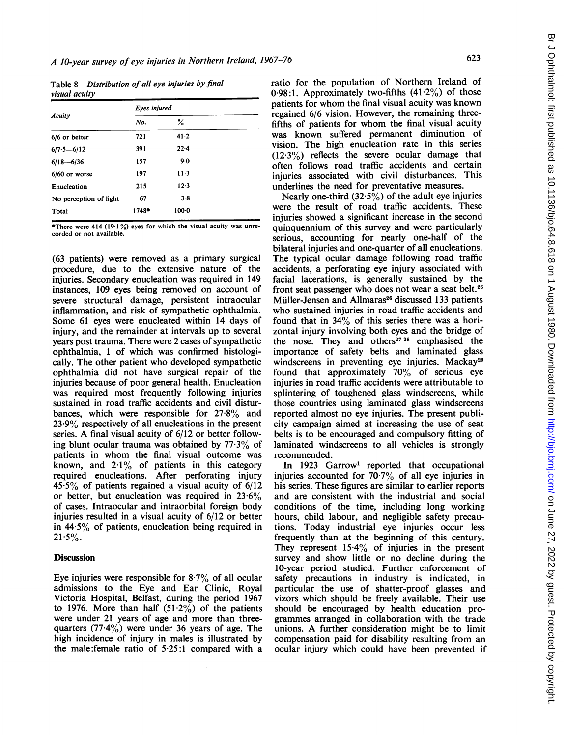Table 8 *Distribution of all eye injuries by final visual acuity*

| Acuity | Eyes injured | |
|---|---|---|
| | No. | % |
| 6/6 or better | 721 | 41·2 |
| 6/7·5—6/12 | 391 | 22·4 |
| 6/18—6/36 | 157 | 9·0 |
| 6/60 or worse | 197 | 11·3 |
| Enucleation | 215 | 12·3 |
| No perception of light | 67 | 3·8 |
| Total | 1748* | 100·0 |

*There were 414 (19·1%) eyes for which the visual acuity was unrecorded or not available.

(63 patients) were removed as a primary surgical procedure, due to the extensive nature of the injuries. Secondary enucleation was required in 149 instances, 109 eyes being removed on account of severe structural damage, persistent intraocular inflammation, and risk of sympathetic ophthalmia. Some 61 eyes were enucleated within 14 days of injury, and the remainder at intervals up to several years post trauma. There were 2 cases of sympathetic ophthalmia, 1 of which was confirmed histologically. The other patient who developed sympathetic ophthalmia did not have surgical repair of the injuries because of poor general health. Enucleation was required most frequently following injuries sustained in road traffic accidents and civil disturbances, which were responsible for 27·8% and 23·9% respectively of all enucleations in the present series. A final visual acuity of 6/12 or better following blunt ocular trauma was obtained by 77·3% of patients in whom the final visual outcome was known, and 2·1% of patients in this category required enucleations. After perforating injury 45·5% of patients regained a visual acuity of 6/12 or better, but enucleation was required in 23·6% of cases. Intraocular and intraorbital foreign body injuries resulted in a visual acuity of 6/12 or better in 44·5% of patients, enucleation being required in 21·5%.

## Discussion

Eye injuries were responsible for 8·7% of all ocular admissions to the Eye and Ear Clinic, Royal Victoria Hospital, Belfast, during the period 1967 to 1976. More than half (51·2%) of the patients were under 21 years of age and more than three-quarters (77·4%) were under 36 years of age. The high incidence of injury in males is illustrated by the male:female ratio of 5·25:1 compared with a ratio for the population of Northern Ireland of 0·98:1. Approximately two-fifths (41·2%) of those patients for whom the final visual acuity was known regained 6/6 vision. However, the remaining three-fifths of patients for whom the final visual acuity was known suffered permanent diminution of vision. The high enucleation rate in this series (12·3%) reflects the severe ocular damage that often follows road traffic accidents and certain injuries associated with civil disturbances. This underlines the need for preventative measures.

Nearly one-third (32·5%) of the adult eye injuries were the result of road traffic accidents. These injuries showed a significant increase in the second quinquennium of this survey and were particularly serious, accounting for nearly one-half of the bilateral injuries and one-quarter of all enucleations. The typical ocular damage following road traffic accidents, a perforating eye injury associated with facial lacerations, is generally sustained by the front seat passenger who does not wear a seat belt.[26] Müller-Jensen and Allmaras[26] discussed 133 patients who sustained injuries in road traffic accidents and found that in 34% of this series there was a horizontal injury involving both eyes and the bridge of the nose. They and others[27 28] emphasised the importance of safety belts and laminated glass windscreens in preventing eye injuries. Mackay[29] found that approximately 70% of serious eye injuries in road traffic accidents were attributable to splintering of toughened glass windscreens, while those countries using laminated glass windscreens reported almost no eye injuries. The present publicity campaign aimed at increasing the use of seat belts is to be encouraged and compulsory fitting of laminated windscreens to all vehicles is strongly recommended.

In 1923 Garrow[1] reported that occupational injuries accounted for 70·7% of all eye injuries in his series. These figures are similar to earlier reports and are consistent with the industrial and social conditions of the time, including long working hours, child labour, and negligible safety precautions. Today industrial eye injuries occur less frequently than at the beginning of this century. They represent 15·4% of injuries in the present survey and show little or no decline during the 10-year period studied. Further enforcement of safety precautions in industry is indicated, in particular the use of shatter-proof glasses and vizors which should be freely available. Their use should be encouraged by health education programmes arranged in collaboration with the trade unions. A further consideration might be to limit compensation paid for disability resulting from an ocular injury which could have been prevented if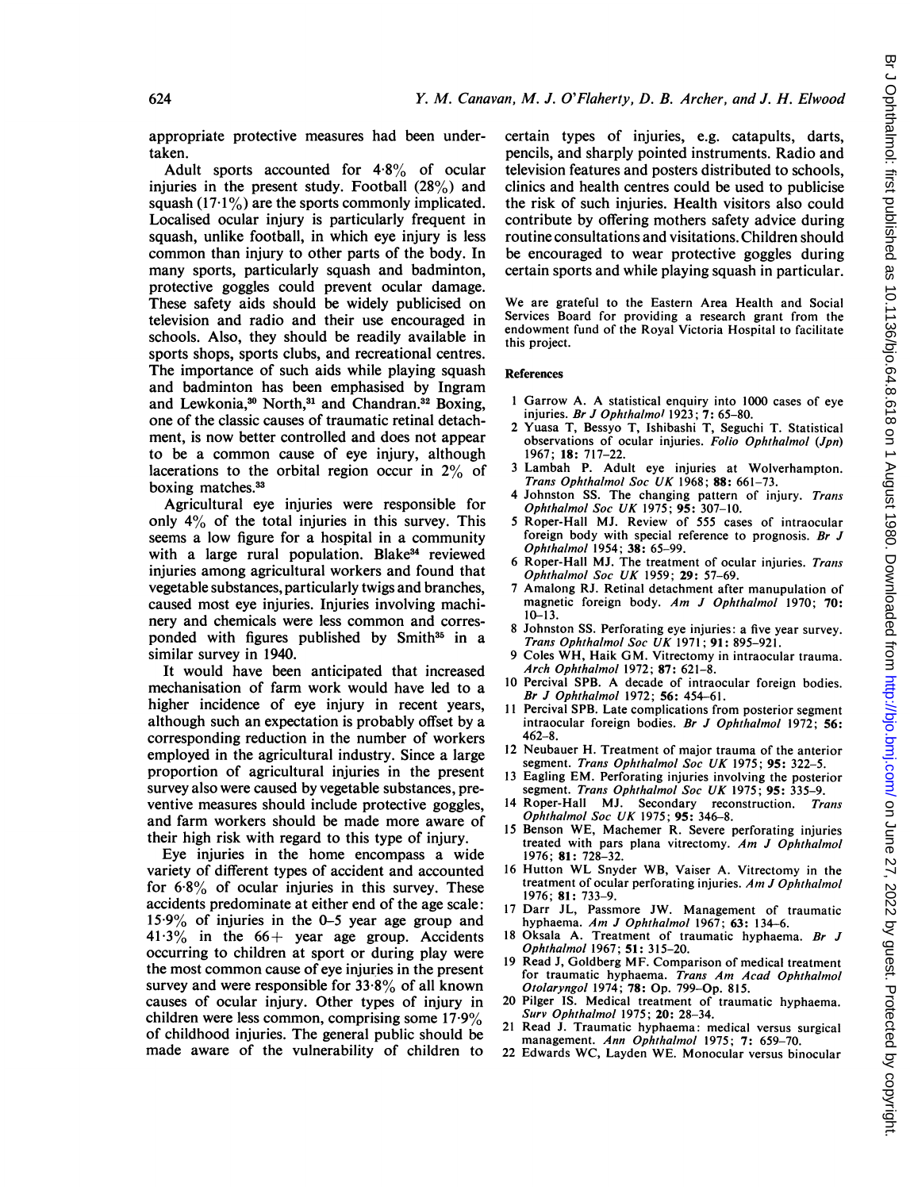appropriate protective measures had been undertaken.

Adult sports accounted for 4·8% of ocular injuries in the present study. Football (28%) and squash (17·1%) are the sports commonly implicated. Localised ocular injury is particularly frequent in squash, unlike football, in which eye injury is less common than injury to other parts of the body. In many sports, particularly squash and badminton, protective goggles could prevent ocular damage. These safety aids should be widely publicised on television and radio and their use encouraged in schools. Also, they should be readily available in sports shops, sports clubs, and recreational centres. The importance of such aids while playing squash and badminton has been emphasised by Ingram and Lewkonia,[30] North,[31] and Chandran.[32] Boxing, one of the classic causes of traumatic retinal detachment, is now better controlled and does not appear to be a common cause of eye injury, although lacerations to the orbital region occur in 2% of boxing matches.[33]

Agricultural eye injuries were responsible for only 4% of the total injuries in this survey. This seems a low figure for a hospital in a community with a large rural population. Blake[34] reviewed injuries among agricultural workers and found that vegetable substances, particularly twigs and branches, caused most eye injuries. Injuries involving machinery and chemicals were less common and corresponded with figures published by Smith[35] in a similar survey in 1940.

It would have been anticipated that increased mechanisation of farm work would have led to a higher incidence of eye injury in recent years, although such an expectation is probably offset by a corresponding reduction in the number of workers employed in the agricultural industry. Since a large proportion of agricultural injuries in the present survey also were caused by vegetable substances, preventive measures should include protective goggles, and farm workers should be made more aware of their high risk with regard to this type of injury.

Eye injuries in the home encompass a wide variety of different types of accident and accounted for 6·8% of ocular injuries in this survey. These accidents predominate at either end of the age scale: 15·9% of injuries in the 0–5 year age group and 41·3% in the 66+ year age group. Accidents occurring to children at sport or during play were the most common cause of eye injuries in the present survey and were responsible for 33·8% of all known causes of ocular injury. Other types of injury in children were less common, comprising some 17·9% of childhood injuries. The general public should be made aware of the vulnerability of children to certain types of injuries, e.g. catapults, darts, pencils, and sharply pointed instruments. Radio and television features and posters distributed to schools, clinics and health centres could be used to publicise the risk of such injuries. Health visitors also could contribute by offering mothers safety advice during routine consultations and visitations. Children should be encouraged to wear protective goggles during certain sports and while playing squash in particular.

We are grateful to the Eastern Area Health and Social Services Board for providing a research grant from the endowment fund of the Royal Victoria Hospital to facilitate this project.

## References

1. Garrow A. A statistical enquiry into 1000 cases of eye injuries. *Br J Ophthalmol* 1923; **7**: 65–80.
2. Yuasa T, Bessyo T, Ishibashi T, Seguchi T. Statistical observations of ocular injuries. *Folio Ophthalmol (Jpn)* 1967; **18**: 717–22.
3. Lambah P. Adult eye injuries at Wolverhampton. *Trans Ophthalmol Soc UK* 1968; **88**: 661–73.
4. Johnston SS. The changing pattern of injury. *Trans Ophthalmol Soc UK* 1975; **95**: 307–10.
5. Roper-Hall MJ. Review of 555 cases of intraocular foreign body with special reference to prognosis. *Br J Ophthalmol* 1954; **38**: 65–99.
6. Roper-Hall MJ. The treatment of ocular injuries. *Trans Ophthalmol Soc UK* 1959; **29**: 57–69.
7. Amalong RJ. Retinal detachment after manupulation of magnetic foreign body. *Am J Ophthalmol* 1970; **70**: 10–13.
8. Johnston SS. Perforating eye injuries: a five year survey. *Trans Ophthalmol Soc UK* 1971; **91**: 895–921.
9. Coles WH, Haik GM. Vitrectomy in intraocular trauma. *Arch Ophthalmol* 1972; **87**: 621–8.
10. Percival SPB. A decade of intraocular foreign bodies. *Br J Ophthalmol* 1972; **56**: 454–61.
11. Percival SPB. Late complications from posterior segment intraocular foreign bodies. *Br J Ophthalmol* 1972; **56**: 462–8.
12. Neubauer H. Treatment of major trauma of the anterior segment. *Trans Ophthalmol Soc UK* 1975; **95**: 322–5.
13. Eagling EM. Perforating injuries involving the posterior segment. *Trans Ophthalmol Soc UK* 1975; **95**: 335–9.
14. Roper-Hall MJ. Secondary reconstruction. *Trans Ophthalmol Soc UK* 1975; **95**: 346–8.
15. Benson WE, Machemer R. Severe perforating injuries treated with pars plana vitrectomy. *Am J Ophthalmol* 1976; **81**: 728–32.
16. Hutton WL Snyder WB, Vaiser A. Vitrectomy in the treatment of ocular perforating injuries. *Am J Ophthalmol* 1976; **81**: 733–9.
17. Darr JL, Passmore JW. Management of traumatic hyphaema. *Am J Ophthalmol* 1967; **63**: 134–6.
18. Oksala A. Treatment of traumatic hyphaema. *Br J Ophthalmol* 1967; **51**: 315–20.
19. Read J, Goldberg MF. Comparison of medical treatment for traumatic hyphaema. *Trans Am Acad Ophthalmol Otolaryngol* 1974; **78**: Op. 799–Op. 815.
20. Pilger IS. Medical treatment of traumatic hyphaema. *Surv Ophthalmol* 1975; **20**: 28–34.
21. Read J. Traumatic hyphaema: medical versus surgical management. *Ann Ophthalmol* 1975; **7**: 659–70.
22. Edwards WC, Layden WE. Monocular versus binocular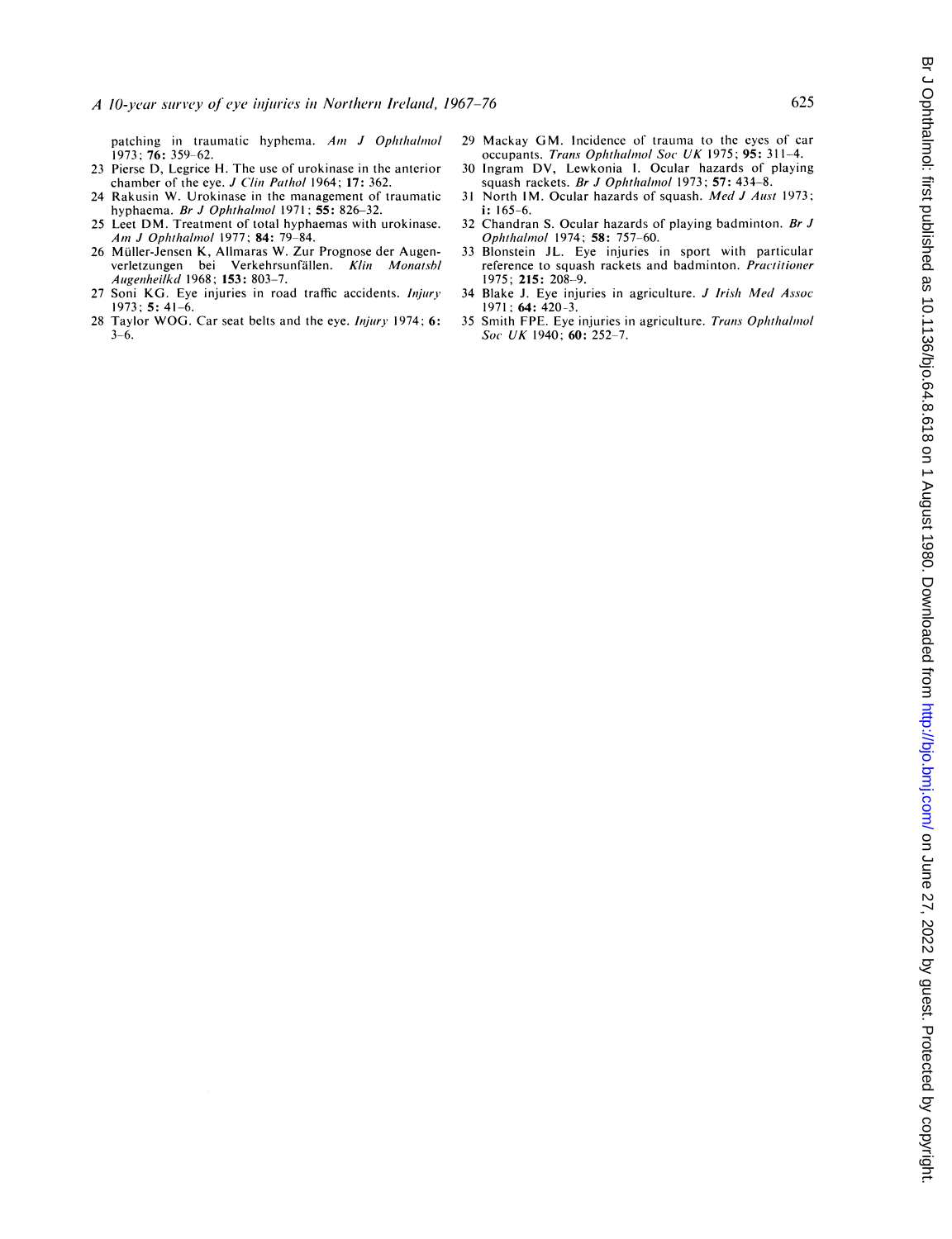patching in traumatic hyphema. *Am J Ophthalmol* 1973; **76:** 359–62.

23 Pierse D, Legrice H. The use of urokinase in the anterior chamber of the eye. *J Clin Pathol* 1964; **17:** 362.

24 Rakusin W. Urokinase in the management of traumatic hyphaema. *Br J Ophthalmol* 1971; **55:** 826–32.

25 Leet DM. Treatment of total hyphaemas with urokinase. *Am J Ophthalmol* 1977; **84:** 79–84.

26 Müller-Jensen K, Allmaras W. Zur Prognose der Augenverletzungen bei Verkehrsunfällen. *Klin Monatsbl Augenheilkd* 1968; **153:** 803–7.

27 Soni KG. Eye injuries in road traffic accidents. *Injury* 1973; **5:** 41–6.

28 Taylor WOG. Car seat belts and the eye. *Injury* 1974; **6:** 3–6.

29 Mackay GM. Incidence of trauma to the eyes of car occupants. *Trans Ophthalmol Soc UK* 1975; **95:** 311–4.

30 Ingram DV, Lewkonia I. Ocular hazards of playing squash rackets. *Br J Ophthalmol* 1973; **57:** 434–8.

31 North IM. Ocular hazards of squash. *Med J Aust* 1973; **i:** 165–6.

32 Chandran S. Ocular hazards of playing badminton. *Br J Ophthalmol* 1974; **58:** 757–60.

33 Blonstein JL. Eye injuries in sport with particular reference to squash rackets and badminton. *Practitioner* 1975; **215:** 208–9.

34 Blake J. Eye injuries in agriculture. *J Irish Med Assoc* 1971; **64:** 420–3.

35 Smith FPE. Eye injuries in agriculture. *Trans Ophthalmol Soc UK* 1940; **60:** 252–7.